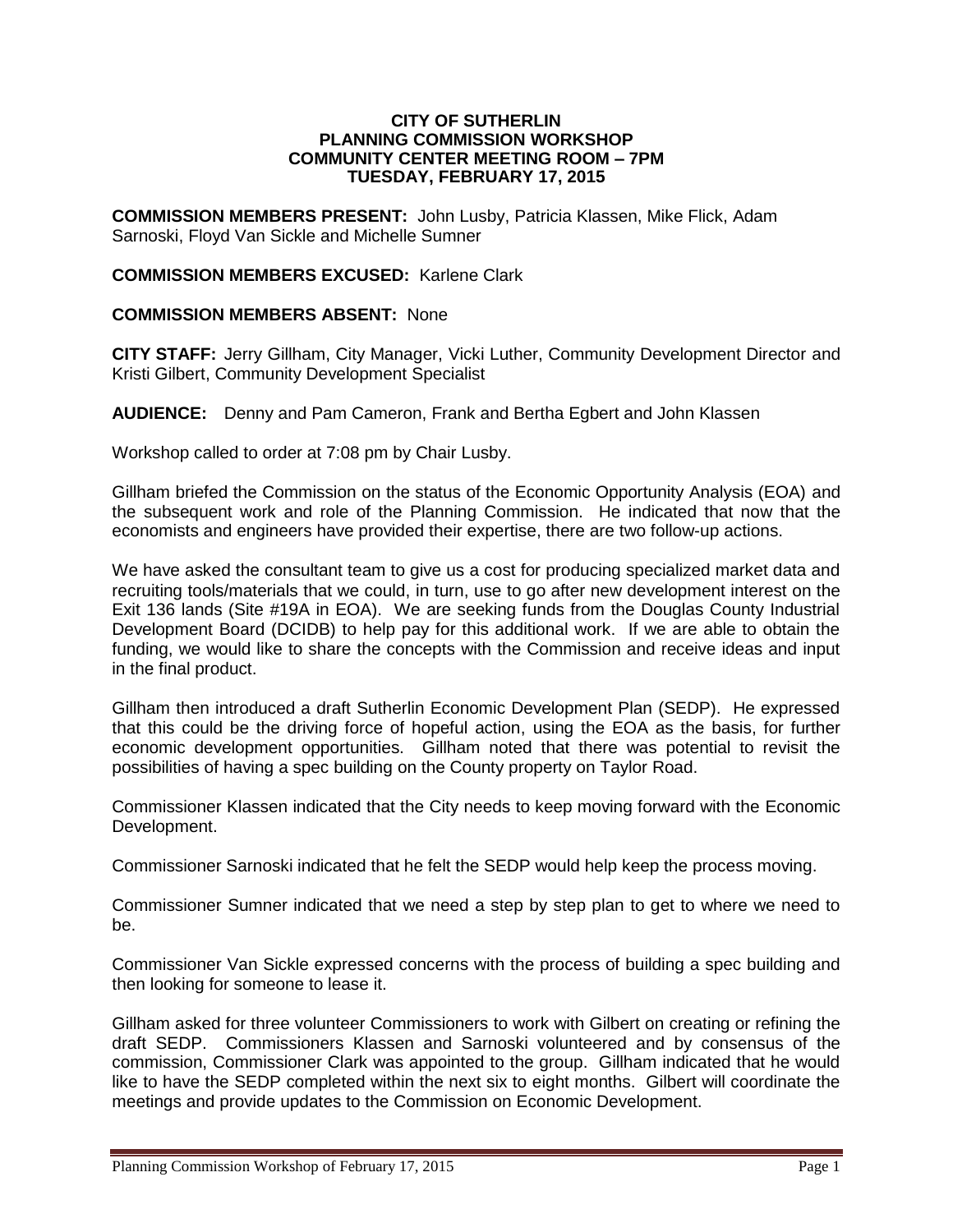**CITY OF SUTHERLIN**
**PLANNING COMMISSION WORKSHOP**
**COMMUNITY CENTER MEETING ROOM – 7PM**
**TUESDAY, FEBRUARY 17, 2015**

**COMMISSION MEMBERS PRESENT:** John Lusby, Patricia Klassen, Mike Flick, Adam Sarnoski, Floyd Van Sickle and Michelle Sumner

**COMMISSION MEMBERS EXCUSED:** Karlene Clark

**COMMISSION MEMBERS ABSENT:** None

**CITY STAFF:** Jerry Gillham, City Manager, Vicki Luther, Community Development Director and Kristi Gilbert, Community Development Specialist

**AUDIENCE:** Denny and Pam Cameron, Frank and Bertha Egbert and John Klassen

Workshop called to order at 7:08 pm by Chair Lusby.

Gillham briefed the Commission on the status of the Economic Opportunity Analysis (EOA) and the subsequent work and role of the Planning Commission. He indicated that now that the economists and engineers have provided their expertise, there are two follow-up actions.

We have asked the consultant team to give us a cost for producing specialized market data and recruiting tools/materials that we could, in turn, use to go after new development interest on the Exit 136 lands (Site #19A in EOA). We are seeking funds from the Douglas County Industrial Development Board (DCIDB) to help pay for this additional work. If we are able to obtain the funding, we would like to share the concepts with the Commission and receive ideas and input in the final product.

Gillham then introduced a draft Sutherlin Economic Development Plan (SEDP). He expressed that this could be the driving force of hopeful action, using the EOA as the basis, for further economic development opportunities. Gillham noted that there was potential to revisit the possibilities of having a spec building on the County property on Taylor Road.

Commissioner Klassen indicated that the City needs to keep moving forward with the Economic Development.

Commissioner Sarnoski indicated that he felt the SEDP would help keep the process moving.

Commissioner Sumner indicated that we need a step by step plan to get to where we need to be.

Commissioner Van Sickle expressed concerns with the process of building a spec building and then looking for someone to lease it.

Gillham asked for three volunteer Commissioners to work with Gilbert on creating or refining the draft SEDP. Commissioners Klassen and Sarnoski volunteered and by consensus of the commission, Commissioner Clark was appointed to the group. Gillham indicated that he would like to have the SEDP completed within the next six to eight months. Gilbert will coordinate the meetings and provide updates to the Commission on Economic Development.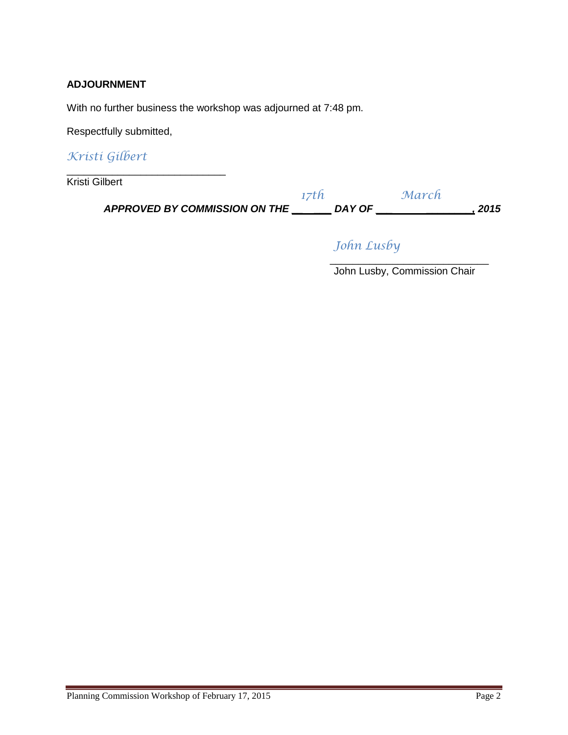**ADJOURNMENT**

With no further business the workshop was adjourned at 7:48 pm.

Respectfully submitted,

*Kristi Gilbert*

\_\_\_\_\_\_\_\_\_\_\_\_\_\_\_\_\_\_\_\_\_\_\_\_\_\_\_\_
Kristi Gilbert

***APPROVED BY COMMISSION ON THE*** *17th* ***DAY OF*** *March* ***, 2015***

*John Lusby*

\_\_\_\_\_\_\_\_\_\_\_\_\_\_\_\_\_\_\_\_\_\_\_\_\_\_\_\_
John Lusby, Commission Chair